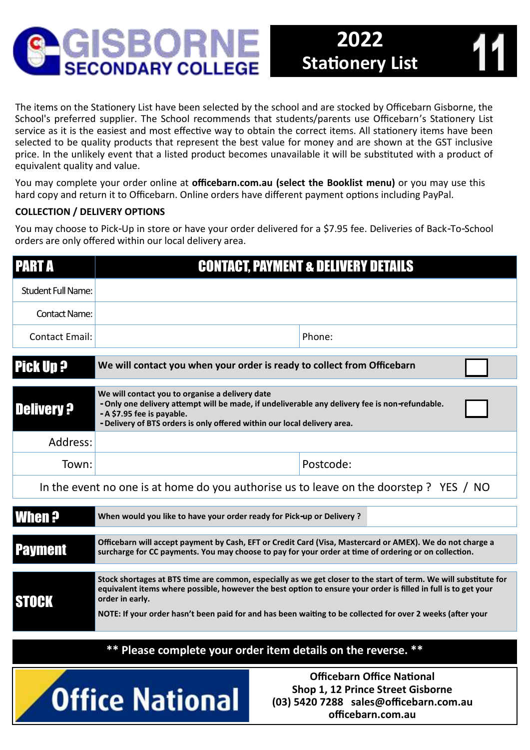# GISBORNE SECONDARY COLLEGE

## 2022 Stationery List 11

The items on the Stationery List have been selected by the school and are stocked by Officebarn Gisborne, the School's preferred supplier. The School recommends that students/parents use Officebarn's Stationery List service as it is the easiest and most effective way to obtain the correct items. All stationery items have been selected to be quality products that represent the best value for money and are shown at the GST inclusive price. In the unlikely event that a listed product becomes unavailable it will be substituted with a product of equivalent quality and value.

You may complete your order online at **officebarn.com.au (select the Booklist menu)** or you may use this hard copy and return it to Officebarn. Online orders have different payment options including PayPal.

**COLLECTION / DELIVERY OPTIONS**

You may choose to Pick-Up in store or have your order delivered for a $7.95 fee. Deliveries of Back-To-School orders are only offered within our local delivery area.

| PART A | CONTACT, PAYMENT & DELIVERY DETAILS | |
|---|---|---|
| Student Full Name: | | |
| Contact Name: | | |
| Contact Email: | | Phone: |

| Pick Up ? | **We will contact you when your order is ready to collect from Officebarn** | ☐ |
|---|---|---|
| Delivery ? | **We will contact you to organise a delivery date**<br>**- Only one delivery attempt will be made, if undeliverable any delivery fee is non-refundable.**<br>**- A $7.95 fee is payable.**<br>**- Delivery of BTS orders is only offered within our local delivery area.** | ☐ |
| Address: | | |
| Town: | | Postcode: |

In the event no one is at home do you authorise us to leave on the doorstep ? YES / NO

| When ? | **When would you like to have your order ready for Pick-up or Delivery ?** | |
|---|---|---|

| Payment | **Officebarn will accept payment by Cash, EFT or Credit Card (Visa, Mastercard or AMEX). We do not charge a surcharge for CC payments. You may choose to pay for your order at time of ordering or on collection.** |
|---|---|
| STOCK | **Stock shortages at BTS time are common, especially as we get closer to the start of term. We will substitute for equivalent items where possible, however the best option to ensure your order is filled in full is to get your order in early.**<br><br>**NOTE: If your order hasn't been paid for and has been waiting to be collected for over 2 weeks (after your** |

**\*\* Please complete your order item details on the reverse. \*\***

Office National

**Officebarn Office National**
**Shop 1, 12 Prince Street Gisborne**
**(03) 5420 7288 sales@officebarn.com.au**
**officebarn.com.au**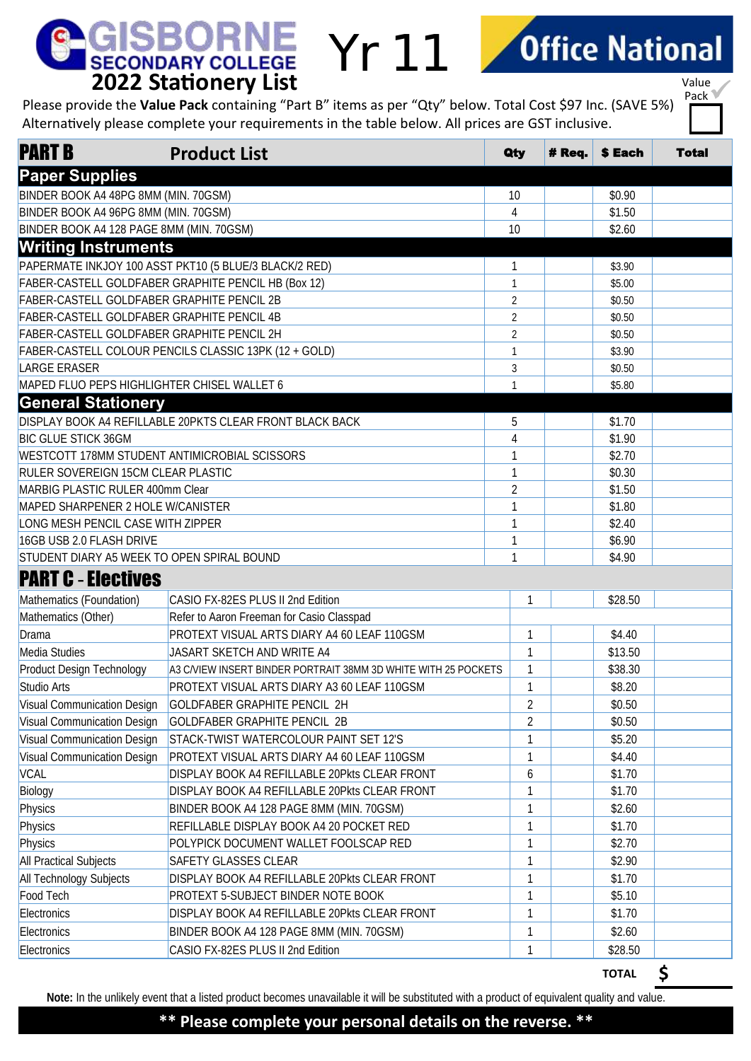# GISBORNE SECONDARY COLLEGE

## 2022 Stationery List

# Yr 11

Office National

Please provide the **Value Pack** containing "Part B" items as per "Qty" below. Total Cost $97 Inc. (SAVE 5%)
Alternatively please complete your requirements in the table below. All prices are GST inclusive.

Value Pack ☐

| PART B Product List | Qty | # Req. | $ Each | Total |
|---|---|---|---|---|
| **Paper Supplies** | | | | |
| BINDER BOOK A4 48PG 8MM (MIN. 70GSM) | 10 | | $0.90 | |
| BINDER BOOK A4 96PG 8MM (MIN. 70GSM) | 4 | | $1.50 | |
| BINDER BOOK A4 128 PAGE 8MM (MIN. 70GSM) | 10 | | $2.60 | |
| **Writing Instruments** | | | | |
| PAPERMATE INKJOY 100 ASST PKT10 (5 BLUE/3 BLACK/2 RED) | 1 | | $3.90 | |
| FABER-CASTELL GOLDFABER GRAPHITE PENCIL HB (Box 12) | 1 | | $5.00 | |
| FABER-CASTELL GOLDFABER GRAPHITE PENCIL 2B | 2 | | $0.50 | |
| FABER-CASTELL GOLDFABER GRAPHITE PENCIL 4B | 2 | | $0.50 | |
| FABER-CASTELL GOLDFABER GRAPHITE PENCIL 2H | 2 | | $0.50 | |
| FABER-CASTELL COLOUR PENCILS CLASSIC 13PK (12 + GOLD) | 1 | | $3.90 | |
| LARGE ERASER | 3 | | $0.50 | |
| MAPED FLUO PEPS HIGHLIGHTER CHISEL WALLET 6 | 1 | | $5.80 | |
| **General Stationery** | | | | |
| DISPLAY BOOK A4 REFILLABLE 20PKTS CLEAR FRONT BLACK BACK | 5 | | $1.70 | |
| BIC GLUE STICK 36GM | 4 | | $1.90 | |
| WESTCOTT 178MM STUDENT ANTIMICROBIAL SCISSORS | 1 | | $2.70 | |
| RULER SOVEREIGN 15CM CLEAR PLASTIC | 1 | | $0.30 | |
| MARBIG PLASTIC RULER 400mm Clear | 2 | | $1.50 | |
| MAPED SHARPENER 2 HOLE W/CANISTER | 1 | | $1.80 | |
| LONG MESH PENCIL CASE WITH ZIPPER | 1 | | $2.40 | |
| 16GB USB 2.0 FLASH DRIVE | 1 | | $6.90 | |
| STUDENT DIARY A5 WEEK TO OPEN SPIRAL BOUND | 1 | | $4.90 | |

## PART C - Electives

| Subject | Product | Qty | # Req. | $ Each | Total |
|---|---|---|---|---|---|
| Mathematics (Foundation) | CASIO FX-82ES PLUS II 2nd Edition | 1 | | $28.50 | |
| Mathematics (Other) | Refer to Aaron Freeman for Casio Classpad | | | | |
| Drama | PROTEXT VISUAL ARTS DIARY A4 60 LEAF 110GSM | 1 | | $4.40 | |
| Media Studies | JASART SKETCH AND WRITE A4 | 1 | | $13.50 | |
| Product Design Technology | A3 C/VIEW INSERT BINDER PORTRAIT 38MM 3D WHITE WITH 25 POCKETS | 1 | | $38.30 | |
| Studio Arts | PROTEXT VISUAL ARTS DIARY A3 60 LEAF 110GSM | 1 | | $8.20 | |
| Visual Communication Design | GOLDFABER GRAPHITE PENCIL 2H | 2 | | $0.50 | |
| Visual Communication Design | GOLDFABER GRAPHITE PENCIL 2B | 2 | | $0.50 | |
| Visual Communication Design | STACK-TWIST WATERCOLOUR PAINT SET 12'S | 1 | | $5.20 | |
| Visual Communication Design | PROTEXT VISUAL ARTS DIARY A4 60 LEAF 110GSM | 1 | | $4.40 | |
| VCAL | DISPLAY BOOK A4 REFILLABLE 20Pkts CLEAR FRONT | 6 | | $1.70 | |
| Biology | DISPLAY BOOK A4 REFILLABLE 20Pkts CLEAR FRONT | 1 | | $1.70 | |
| Physics | BINDER BOOK A4 128 PAGE 8MM (MIN. 70GSM) | 1 | | $2.60 | |
| Physics | REFILLABLE DISPLAY BOOK A4 20 POCKET RED | 1 | | $1.70 | |
| Physics | POLYPICK DOCUMENT WALLET FOOLSCAP RED | 1 | | $2.70 | |
| All Practical Subjects | SAFETY GLASSES CLEAR | 1 | | $2.90 | |
| All Technology Subjects | DISPLAY BOOK A4 REFILLABLE 20Pkts CLEAR FRONT | 1 | | $1.70 | |
| Food Tech | PROTEXT 5-SUBJECT BINDER NOTE BOOK | 1 | | $5.10 | |
| Electronics | DISPLAY BOOK A4 REFILLABLE 20Pkts CLEAR FRONT | 1 | | $1.70 | |
| Electronics | BINDER BOOK A4 128 PAGE 8MM (MIN. 70GSM) | 1 | | $2.60 | |
| Electronics | CASIO FX-82ES PLUS II 2nd Edition | 1 | | $28.50 | |

**TOTAL** $

**Note:** In the unlikely event that a listed product becomes unavailable it will be substituted with a product of equivalent quality and value.

**\*\* Please complete your personal details on the reverse. \*\***